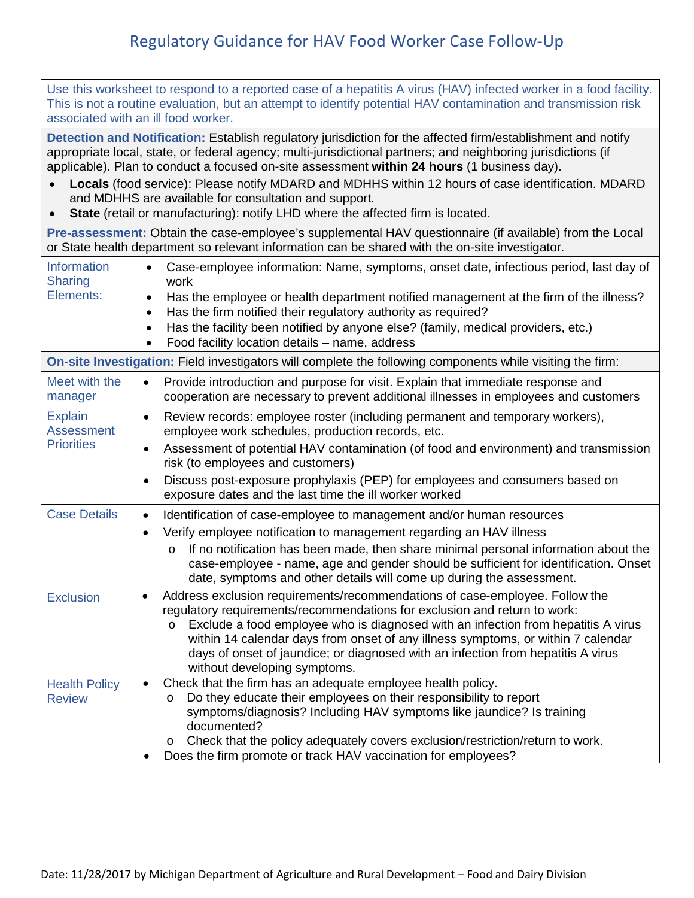# Regulatory Guidance for HAV Food Worker Case Follow-Up

Use this worksheet to respond to a reported case of a hepatitis A virus (HAV) infected worker in a food facility. This is not a routine evaluation, but an attempt to identify potential HAV contamination and transmission risk associated with an ill food worker.

**Detection and Notification:** Establish regulatory jurisdiction for the affected firm/establishment and notify appropriate local, state, or federal agency; multi-jurisdictional partners; and neighboring jurisdictions (if applicable). Plan to conduct a focused on-site assessment **within 24 hours** (1 business day).

- **Locals** (food service): Please notify MDARD and MDHHS within 12 hours of case identification. MDARD and MDHHS are available for consultation and support.
- **State** (retail or manufacturing): notify LHD where the affected firm is located.

**Pre-assessment:** Obtain the case-employee's supplemental HAV questionnaire (if available) from the Local or State health department so relevant information can be shared with the on-site investigator.

| | |
|---|---|
| Information Sharing Elements: | • Case-employee information: Name, symptoms, onset date, infectious period, last day of work<br>• Has the employee or health department notified management at the firm of the illness?<br>• Has the firm notified their regulatory authority as required?<br>• Has the facility been notified by anyone else? (family, medical providers, etc.)<br>• Food facility location details – name, address |

**On-site Investigation:** Field investigators will complete the following components while visiting the firm:

| | |
|---|---|
| Meet with the manager | • Provide introduction and purpose for visit. Explain that immediate response and cooperation are necessary to prevent additional illnesses in employees and customers |
| Explain Assessment Priorities | • Review records: employee roster (including permanent and temporary workers), employee work schedules, production records, etc.<br>• Assessment of potential HAV contamination (of food and environment) and transmission risk (to employees and customers)<br>• Discuss post-exposure prophylaxis (PEP) for employees and consumers based on exposure dates and the last time the ill worker worked |
| Case Details | • Identification of case-employee to management and/or human resources<br>• Verify employee notification to management regarding an HAV illness<br>  o If no notification has been made, then share minimal personal information about the case-employee - name, age and gender should be sufficient for identification. Onset date, symptoms and other details will come up during the assessment. |
| Exclusion | • Address exclusion requirements/recommendations of case-employee. Follow the regulatory requirements/recommendations for exclusion and return to work:<br>  o Exclude a food employee who is diagnosed with an infection from hepatitis A virus within 14 calendar days from onset of any illness symptoms, or within 7 calendar days of onset of jaundice; or diagnosed with an infection from hepatitis A virus without developing symptoms. |
| Health Policy Review | • Check that the firm has an adequate employee health policy.<br>  o Do they educate their employees on their responsibility to report symptoms/diagnosis? Including HAV symptoms like jaundice? Is training documented?<br>  o Check that the policy adequately covers exclusion/restriction/return to work.<br>• Does the firm promote or track HAV vaccination for employees? |

Date: 11/28/2017 by Michigan Department of Agriculture and Rural Development – Food and Dairy Division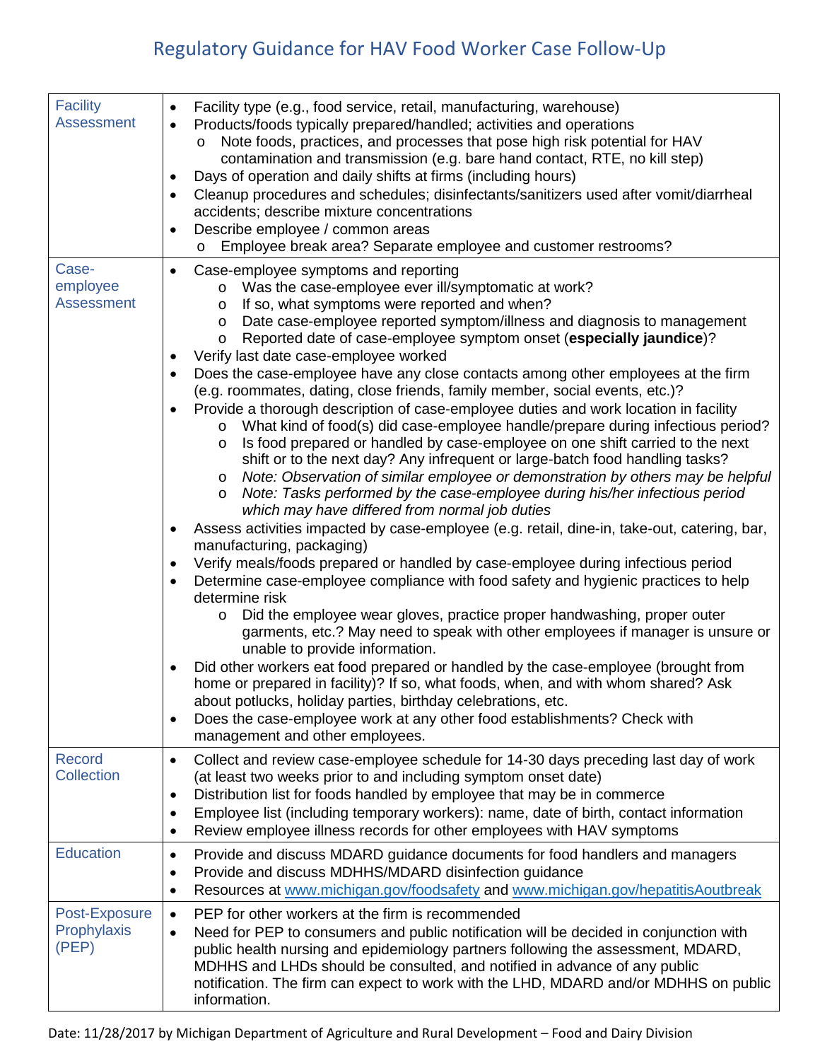# Regulatory Guidance for HAV Food Worker Case Follow-Up

| | |
|---|---|
| Facility Assessment | • Facility type (e.g., food service, retail, manufacturing, warehouse)<br>• Products/foods typically prepared/handled; activities and operations<br>&nbsp;&nbsp;&nbsp;&nbsp;o Note foods, practices, and processes that pose high risk potential for HAV contamination and transmission (e.g. bare hand contact, RTE, no kill step)<br>• Days of operation and daily shifts at firms (including hours)<br>• Cleanup procedures and schedules; disinfectants/sanitizers used after vomit/diarrheal accidents; describe mixture concentrations<br>• Describe employee / common areas<br>&nbsp;&nbsp;&nbsp;&nbsp;o Employee break area? Separate employee and customer restrooms? |
| Case-employee Assessment | • Case-employee symptoms and reporting<br>&nbsp;&nbsp;&nbsp;&nbsp;o Was the case-employee ever ill/symptomatic at work?<br>&nbsp;&nbsp;&nbsp;&nbsp;o If so, what symptoms were reported and when?<br>&nbsp;&nbsp;&nbsp;&nbsp;o Date case-employee reported symptom/illness and diagnosis to management<br>&nbsp;&nbsp;&nbsp;&nbsp;o Reported date of case-employee symptom onset (**especially jaundice**)?<br>• Verify last date case-employee worked<br>• Does the case-employee have any close contacts among other employees at the firm (e.g. roommates, dating, close friends, family member, social events, etc.)?<br>• Provide a thorough description of case-employee duties and work location in facility<br>&nbsp;&nbsp;&nbsp;&nbsp;o What kind of food(s) did case-employee handle/prepare during infectious period?<br>&nbsp;&nbsp;&nbsp;&nbsp;o Is food prepared or handled by case-employee on one shift carried to the next shift or to the next day? Any infrequent or large-batch food handling tasks?<br>&nbsp;&nbsp;&nbsp;&nbsp;o *Note: Observation of similar employee or demonstration by others may be helpful*<br>&nbsp;&nbsp;&nbsp;&nbsp;o *Note: Tasks performed by the case-employee during his/her infectious period which may have differed from normal job duties*<br>• Assess activities impacted by case-employee (e.g. retail, dine-in, take-out, catering, bar, manufacturing, packaging)<br>• Verify meals/foods prepared or handled by case-employee during infectious period<br>• Determine case-employee compliance with food safety and hygienic practices to help determine risk<br>&nbsp;&nbsp;&nbsp;&nbsp;o Did the employee wear gloves, practice proper handwashing, proper outer garments, etc.? May need to speak with other employees if manager is unsure or unable to provide information.<br>• Did other workers eat food prepared or handled by the case-employee (brought from home or prepared in facility)? If so, what foods, when, and with whom shared? Ask about potlucks, holiday parties, birthday celebrations, etc.<br>• Does the case-employee work at any other food establishments? Check with management and other employees. |
| Record Collection | • Collect and review case-employee schedule for 14-30 days preceding last day of work (at least two weeks prior to and including symptom onset date)<br>• Distribution list for foods handled by employee that may be in commerce<br>• Employee list (including temporary workers): name, date of birth, contact information<br>• Review employee illness records for other employees with HAV symptoms |
| Education | • Provide and discuss MDARD guidance documents for food handlers and managers<br>• Provide and discuss MDHHS/MDARD disinfection guidance<br>• Resources at www.michigan.gov/foodsafety and www.michigan.gov/hepatitisAoutbreak |
| Post-Exposure Prophylaxis (PEP) | • PEP for other workers at the firm is recommended<br>• Need for PEP to consumers and public notification will be decided in conjunction with public health nursing and epidemiology partners following the assessment, MDARD, MDHHS and LHDs should be consulted, and notified in advance of any public notification. The firm can expect to work with the LHD, MDARD and/or MDHHS on public information. |

Date: 11/28/2017 by Michigan Department of Agriculture and Rural Development – Food and Dairy Division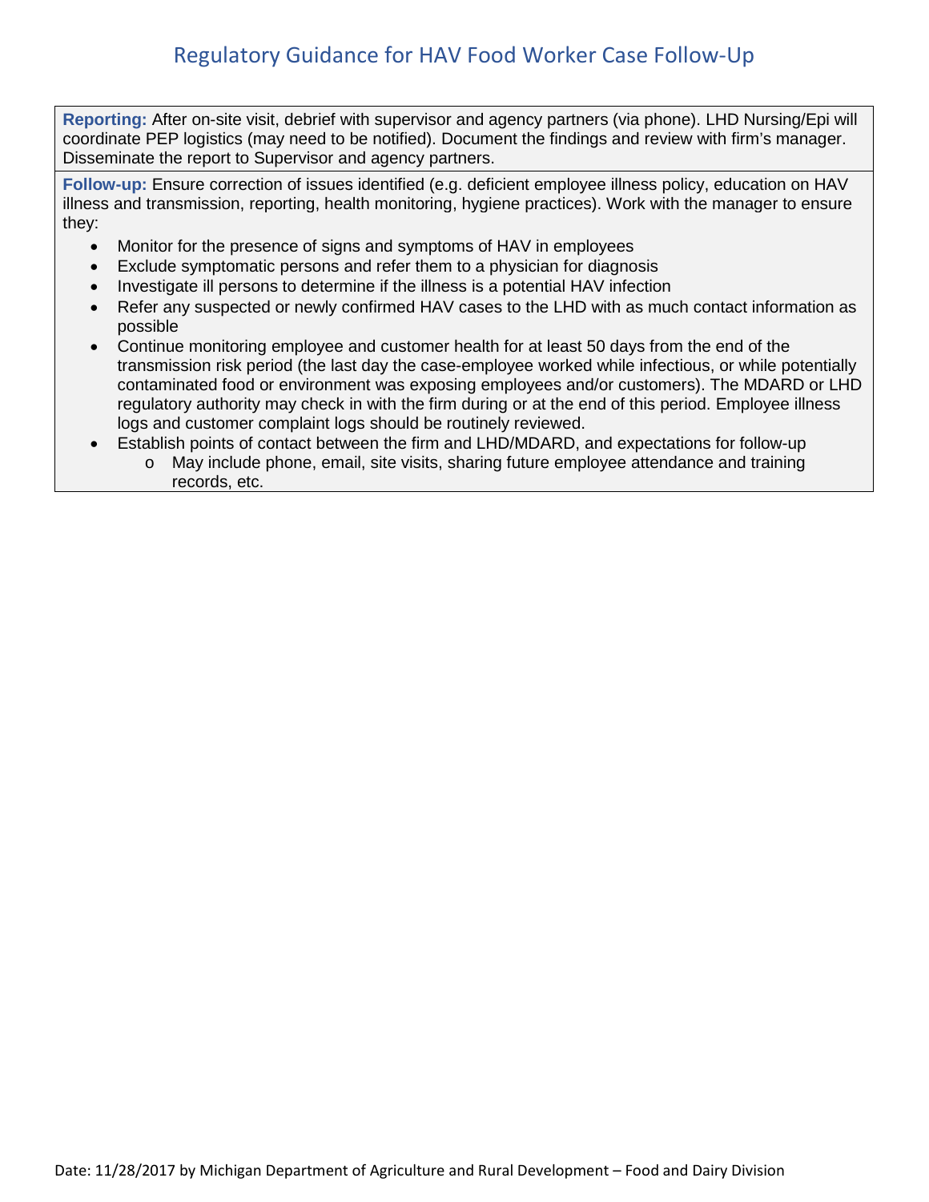**Reporting:** After on-site visit, debrief with supervisor and agency partners (via phone). LHD Nursing/Epi will coordinate PEP logistics (may need to be notified). Document the findings and review with firm's manager. Disseminate the report to Supervisor and agency partners.

**Follow-up:** Ensure correction of issues identified (e.g. deficient employee illness policy, education on HAV illness and transmission, reporting, health monitoring, hygiene practices). Work with the manager to ensure they:

- Monitor for the presence of signs and symptoms of HAV in employees
- Exclude symptomatic persons and refer them to a physician for diagnosis
- Investigate ill persons to determine if the illness is a potential HAV infection
- Refer any suspected or newly confirmed HAV cases to the LHD with as much contact information as possible
- Continue monitoring employee and customer health for at least 50 days from the end of the transmission risk period (the last day the case-employee worked while infectious, or while potentially contaminated food or environment was exposing employees and/or customers). The MDARD or LHD regulatory authority may check in with the firm during or at the end of this period. Employee illness logs and customer complaint logs should be routinely reviewed.
- Establish points of contact between the firm and LHD/MDARD, and expectations for follow-up
  - May include phone, email, site visits, sharing future employee attendance and training records, etc.